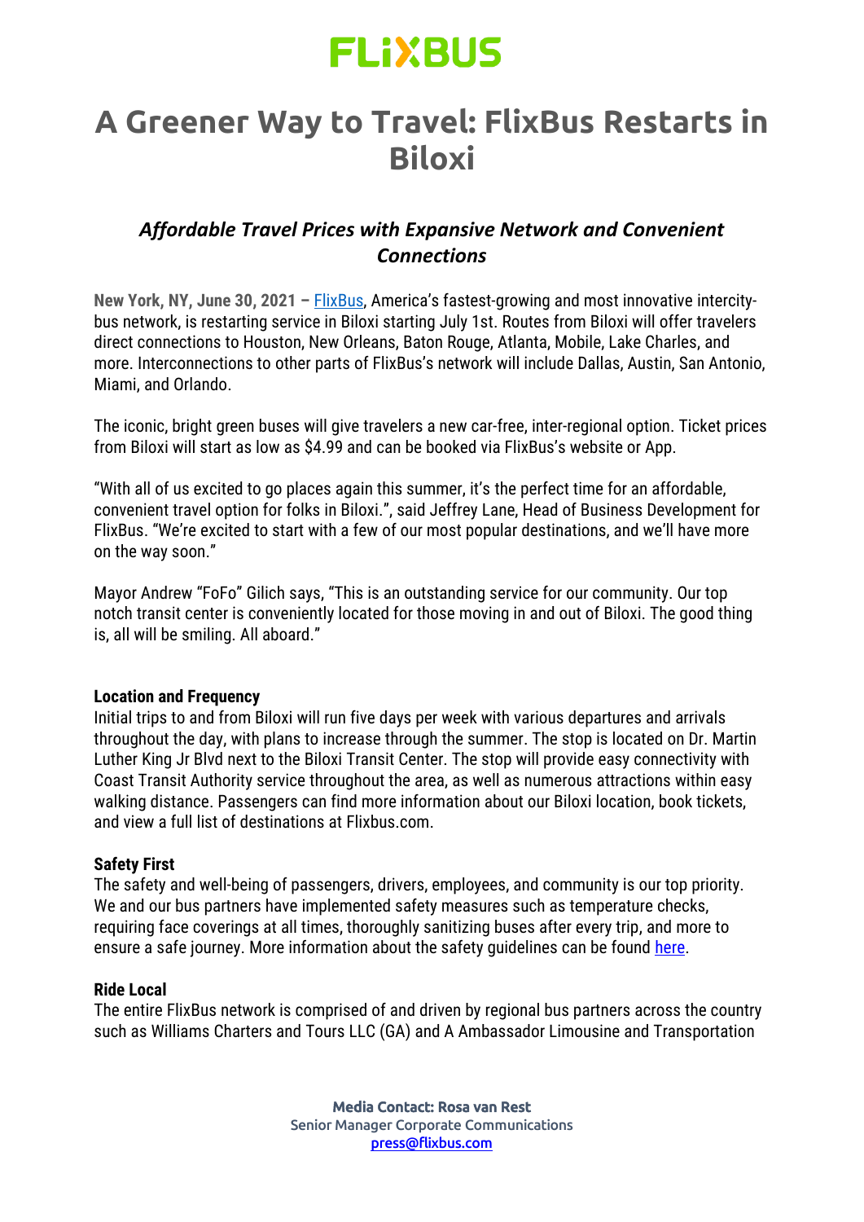FLiXBUS

# A Greener Way to Travel: FlixBus Restarts in Biloxi

## *Affordable Travel Prices with Expansive Network and Convenient Connections*

**New York, NY, June 30, 2021 –** FlixBus, America's fastest-growing and most innovative intercity-bus network, is restarting service in Biloxi starting July 1st. Routes from Biloxi will offer travelers direct connections to Houston, New Orleans, Baton Rouge, Atlanta, Mobile, Lake Charles, and more. Interconnections to other parts of FlixBus's network will include Dallas, Austin, San Antonio, Miami, and Orlando.

The iconic, bright green buses will give travelers a new car-free, inter-regional option. Ticket prices from Biloxi will start as low as $4.99 and can be booked via FlixBus's website or App.

"With all of us excited to go places again this summer, it's the perfect time for an affordable, convenient travel option for folks in Biloxi.", said Jeffrey Lane, Head of Business Development for FlixBus. "We're excited to start with a few of our most popular destinations, and we'll have more on the way soon."

Mayor Andrew "FoFo" Gilich says, "This is an outstanding service for our community. Our top notch transit center is conveniently located for those moving in and out of Biloxi. The good thing is, all will be smiling. All aboard."

**Location and Frequency**

Initial trips to and from Biloxi will run five days per week with various departures and arrivals throughout the day, with plans to increase through the summer. The stop is located on Dr. Martin Luther King Jr Blvd next to the Biloxi Transit Center. The stop will provide easy connectivity with Coast Transit Authority service throughout the area, as well as numerous attractions within easy walking distance. Passengers can find more information about our Biloxi location, book tickets, and view a full list of destinations at Flixbus.com.

**Safety First**

The safety and well-being of passengers, drivers, employees, and community is our top priority. We and our bus partners have implemented safety measures such as temperature checks, requiring face coverings at all times, thoroughly sanitizing buses after every trip, and more to ensure a safe journey. More information about the safety guidelines can be found here.

**Ride Local**

The entire FlixBus network is comprised of and driven by regional bus partners across the country such as Williams Charters and Tours LLC (GA) and A Ambassador Limousine and Transportation

**Media Contact: Rosa van Rest**
Senior Manager Corporate Communications
press@flixbus.com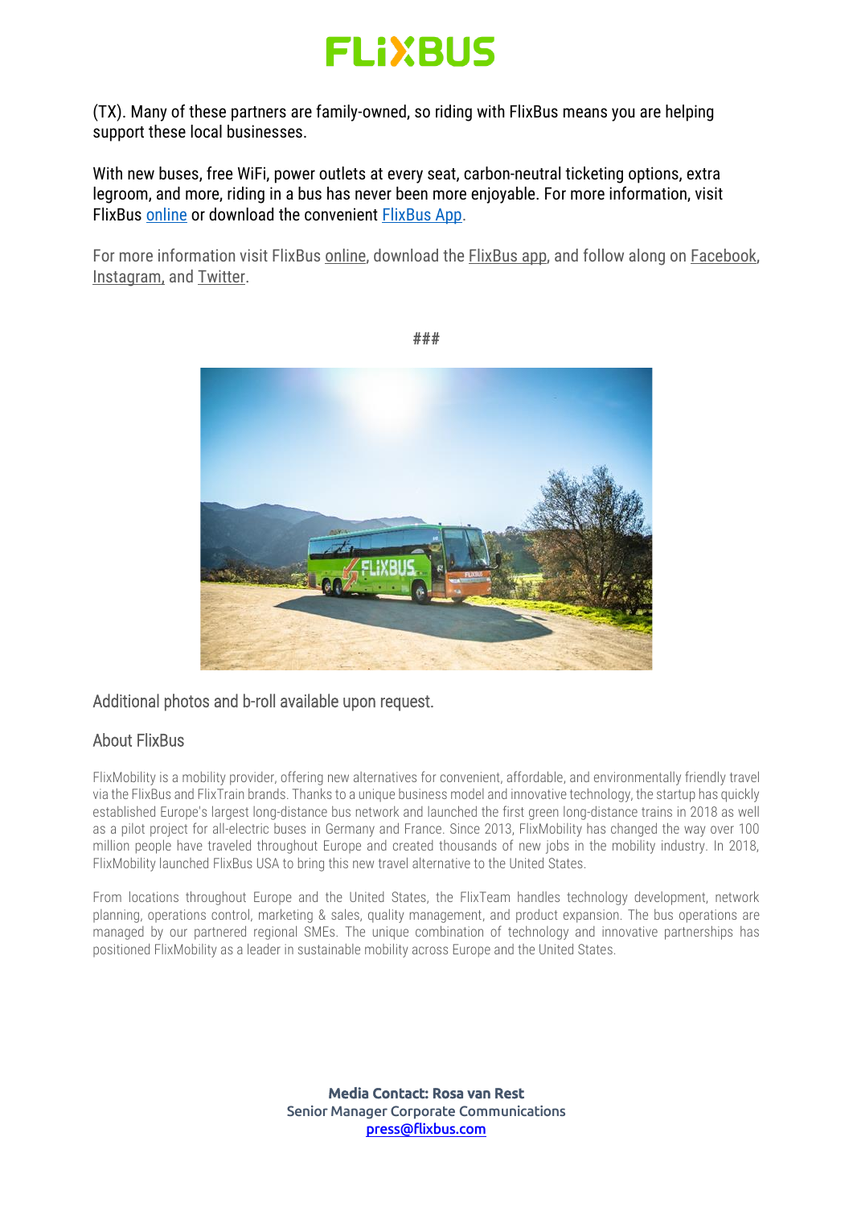(TX). Many of these partners are family-owned, so riding with FlixBus means you are helping support these local businesses.

With new buses, free WiFi, power outlets at every seat, carbon-neutral ticketing options, extra legroom, and more, riding in a bus has never been more enjoyable. For more information, visit FlixBus online or download the convenient FlixBus App.

For more information visit FlixBus online, download the FlixBus app, and follow along on Facebook, Instagram, and Twitter.

###

Additional photos and b-roll available upon request.

## About FlixBus

FlixMobility is a mobility provider, offering new alternatives for convenient, affordable, and environmentally friendly travel via the FlixBus and FlixTrain brands. Thanks to a unique business model and innovative technology, the startup has quickly established Europe's largest long-distance bus network and launched the first green long-distance trains in 2018 as well as a pilot project for all-electric buses in Germany and France. Since 2013, FlixMobility has changed the way over 100 million people have traveled throughout Europe and created thousands of new jobs in the mobility industry. In 2018, FlixMobility launched FlixBus USA to bring this new travel alternative to the United States.

From locations throughout Europe and the United States, the FlixTeam handles technology development, network planning, operations control, marketing & sales, quality management, and product expansion. The bus operations are managed by our partnered regional SMEs. The unique combination of technology and innovative partnerships has positioned FlixMobility as a leader in sustainable mobility across Europe and the United States.

**Media Contact: Rosa van Rest**
Senior Manager Corporate Communications
press@flixbus.com